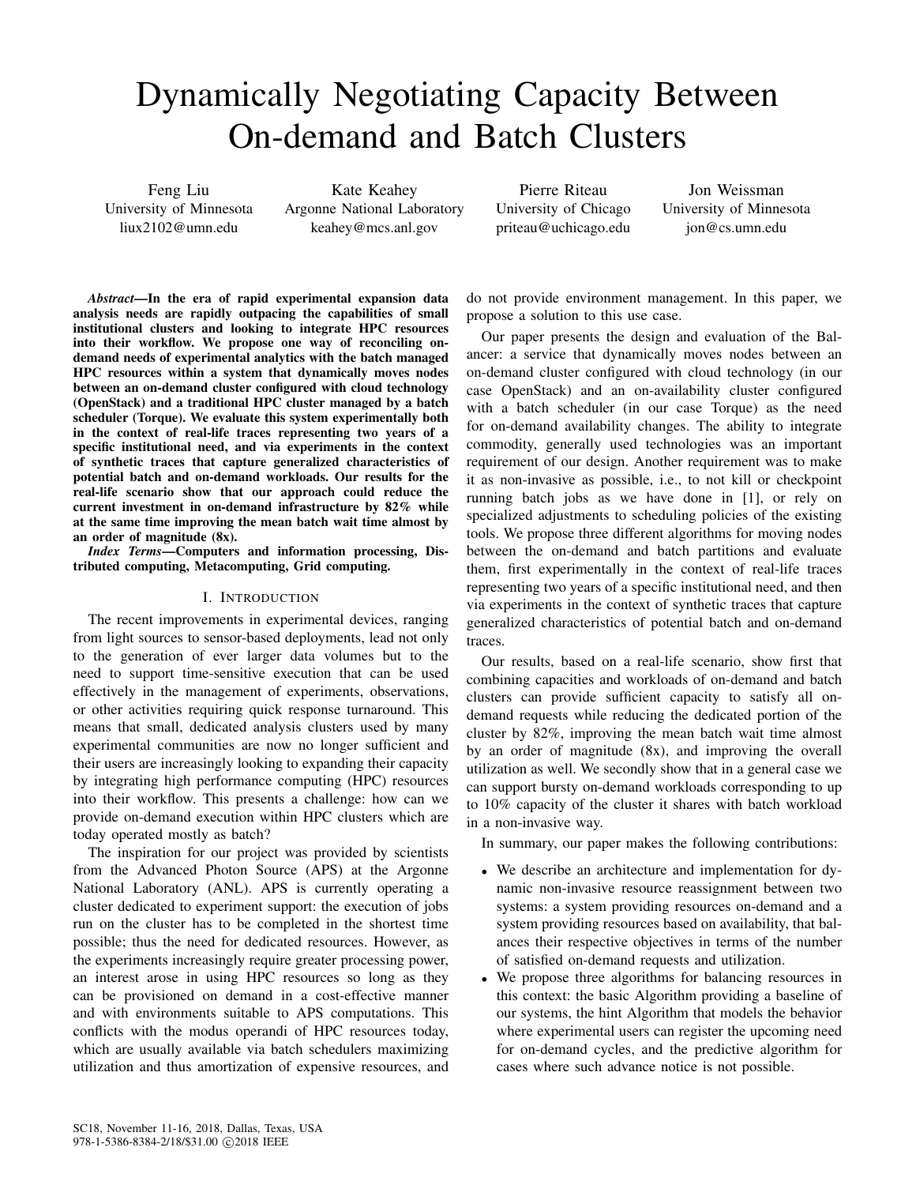# Dynamically Negotiating Capacity Between On-demand and Batch Clusters

Feng Liu
University of Minnesota
liux2102@umn.edu

Kate Keahey
Argonne National Laboratory
keahey@mcs.anl.gov

Pierre Riteau
University of Chicago
priteau@uchicago.edu

Jon Weissman
University of Minnesota
jon@cs.umn.edu

***Abstract*—In the era of rapid experimental expansion data analysis needs are rapidly outpacing the capabilities of small institutional clusters and looking to integrate HPC resources into their workflow. We propose one way of reconciling on-demand needs of experimental analytics with the batch managed HPC resources within a system that dynamically moves nodes between an on-demand cluster configured with cloud technology (OpenStack) and a traditional HPC cluster managed by a batch scheduler (Torque). We evaluate this system experimentally both in the context of real-life traces representing two years of a specific institutional need, and via experiments in the context of synthetic traces that capture generalized characteristics of potential batch and on-demand workloads. Our results for the real-life scenario show that our approach could reduce the current investment in on-demand infrastructure by 82% while at the same time improving the mean batch wait time almost by an order of magnitude (8x).**

***Index Terms*—Computers and information processing, Distributed computing, Metacomputing, Grid computing.**

## I. Introduction

The recent improvements in experimental devices, ranging from light sources to sensor-based deployments, lead not only to the generation of ever larger data volumes but to the need to support time-sensitive execution that can be used effectively in the management of experiments, observations, or other activities requiring quick response turnaround. This means that small, dedicated analysis clusters used by many experimental communities are now no longer sufficient and their users are increasingly looking to expanding their capacity by integrating high performance computing (HPC) resources into their workflow. This presents a challenge: how can we provide on-demand execution within HPC clusters which are today operated mostly as batch?

The inspiration for our project was provided by scientists from the Advanced Photon Source (APS) at the Argonne National Laboratory (ANL). APS is currently operating a cluster dedicated to experiment support: the execution of jobs run on the cluster has to be completed in the shortest time possible; thus the need for dedicated resources. However, as the experiments increasingly require greater processing power, an interest arose in using HPC resources so long as they can be provisioned on demand in a cost-effective manner and with environments suitable to APS computations. This conflicts with the modus operandi of HPC resources today, which are usually available via batch schedulers maximizing utilization and thus amortization of expensive resources, and do not provide environment management. In this paper, we propose a solution to this use case.

Our paper presents the design and evaluation of the Balancer: a service that dynamically moves nodes between an on-demand cluster configured with cloud technology (in our case OpenStack) and an on-availability cluster configured with a batch scheduler (in our case Torque) as the need for on-demand availability changes. The ability to integrate commodity, generally used technologies was an important requirement of our design. Another requirement was to make it as non-invasive as possible, i.e., to not kill or checkpoint running batch jobs as we have done in [1], or rely on specialized adjustments to scheduling policies of the existing tools. We propose three different algorithms for moving nodes between the on-demand and batch partitions and evaluate them, first experimentally in the context of real-life traces representing two years of a specific institutional need, and then via experiments in the context of synthetic traces that capture generalized characteristics of potential batch and on-demand traces.

Our results, based on a real-life scenario, show first that combining capacities and workloads of on-demand and batch clusters can provide sufficient capacity to satisfy all on-demand requests while reducing the dedicated portion of the cluster by 82%, improving the mean batch wait time almost by an order of magnitude (8x), and improving the overall utilization as well. We secondly show that in a general case we can support bursty on-demand workloads corresponding to up to 10% capacity of the cluster it shares with batch workload in a non-invasive way.

In summary, our paper makes the following contributions:

- We describe an architecture and implementation for dynamic non-invasive resource reassignment between two systems: a system providing resources on-demand and a system providing resources based on availability, that balances their respective objectives in terms of the number of satisfied on-demand requests and utilization.
- We propose three algorithms for balancing resources in this context: the basic Algorithm providing a baseline of our systems, the hint Algorithm that models the behavior where experimental users can register the upcoming need for on-demand cycles, and the predictive algorithm for cases where such advance notice is not possible.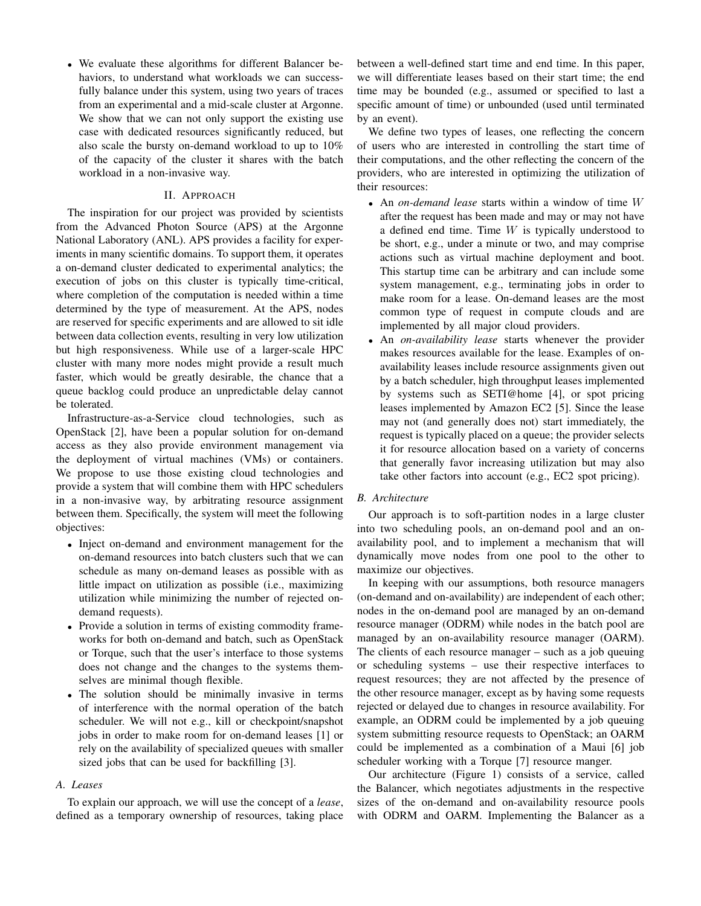- We evaluate these algorithms for different Balancer behaviors, to understand what workloads we can successfully balance under this system, using two years of traces from an experimental and a mid-scale cluster at Argonne. We show that we can not only support the existing use case with dedicated resources significantly reduced, but also scale the bursty on-demand workload to up to 10% of the capacity of the cluster it shares with the batch workload in a non-invasive way.

## II. Approach

The inspiration for our project was provided by scientists from the Advanced Photon Source (APS) at the Argonne National Laboratory (ANL). APS provides a facility for experiments in many scientific domains. To support them, it operates a on-demand cluster dedicated to experimental analytics; the execution of jobs on this cluster is typically time-critical, where completion of the computation is needed within a time determined by the type of measurement. At the APS, nodes are reserved for specific experiments and are allowed to sit idle between data collection events, resulting in very low utilization but high responsiveness. While use of a larger-scale HPC cluster with many more nodes might provide a result much faster, which would be greatly desirable, the chance that a queue backlog could produce an unpredictable delay cannot be tolerated.

Infrastructure-as-a-Service cloud technologies, such as OpenStack [2], have been a popular solution for on-demand access as they also provide environment management via the deployment of virtual machines (VMs) or containers. We propose to use those existing cloud technologies and provide a system that will combine them with HPC schedulers in a non-invasive way, by arbitrating resource assignment between them. Specifically, the system will meet the following objectives:

- Inject on-demand and environment management for the on-demand resources into batch clusters such that we can schedule as many on-demand leases as possible with as little impact on utilization as possible (i.e., maximizing utilization while minimizing the number of rejected on-demand requests).
- Provide a solution in terms of existing commodity frameworks for both on-demand and batch, such as OpenStack or Torque, such that the user's interface to those systems does not change and the changes to the systems themselves are minimal though flexible.
- The solution should be minimally invasive in terms of interference with the normal operation of the batch scheduler. We will not e.g., kill or checkpoint/snapshot jobs in order to make room for on-demand leases [1] or rely on the availability of specialized queues with smaller sized jobs that can be used for backfilling [3].

### A. Leases

To explain our approach, we will use the concept of a *lease*, defined as a temporary ownership of resources, taking place between a well-defined start time and end time. In this paper, we will differentiate leases based on their start time; the end time may be bounded (e.g., assumed or specified to last a specific amount of time) or unbounded (used until terminated by an event).

We define two types of leases, one reflecting the concern of users who are interested in controlling the start time of their computations, and the other reflecting the concern of the providers, who are interested in optimizing the utilization of their resources:

- An *on-demand lease* starts within a window of time $W$ after the request has been made and may or may not have a defined end time. Time $W$ is typically understood to be short, e.g., under a minute or two, and may comprise actions such as virtual machine deployment and boot. This startup time can be arbitrary and can include some system management, e.g., terminating jobs in order to make room for a lease. On-demand leases are the most common type of request in compute clouds and are implemented by all major cloud providers.
- An *on-availability lease* starts whenever the provider makes resources available for the lease. Examples of on-availability leases include resource assignments given out by a batch scheduler, high throughput leases implemented by systems such as SETI@home [4], or spot pricing leases implemented by Amazon EC2 [5]. Since the lease may not (and generally does not) start immediately, the request is typically placed on a queue; the provider selects it for resource allocation based on a variety of concerns that generally favor increasing utilization but may also take other factors into account (e.g., EC2 spot pricing).

### B. Architecture

Our approach is to soft-partition nodes in a large cluster into two scheduling pools, an on-demand pool and an on-availability pool, and to implement a mechanism that will dynamically move nodes from one pool to the other to maximize our objectives.

In keeping with our assumptions, both resource managers (on-demand and on-availability) are independent of each other; nodes in the on-demand pool are managed by an on-demand resource manager (ODRM) while nodes in the batch pool are managed by an on-availability resource manager (OARM). The clients of each resource manager – such as a job queuing or scheduling systems – use their respective interfaces to request resources; they are not affected by the presence of the other resource manager, except as by having some requests rejected or delayed due to changes in resource availability. For example, an ODRM could be implemented by a job queuing system submitting resource requests to OpenStack; an OARM could be implemented as a combination of a Maui [6] job scheduler working with a Torque [7] resource manger.

Our architecture (Figure 1) consists of a service, called the Balancer, which negotiates adjustments in the respective sizes of the on-demand and on-availability resource pools with ODRM and OARM. Implementing the Balancer as a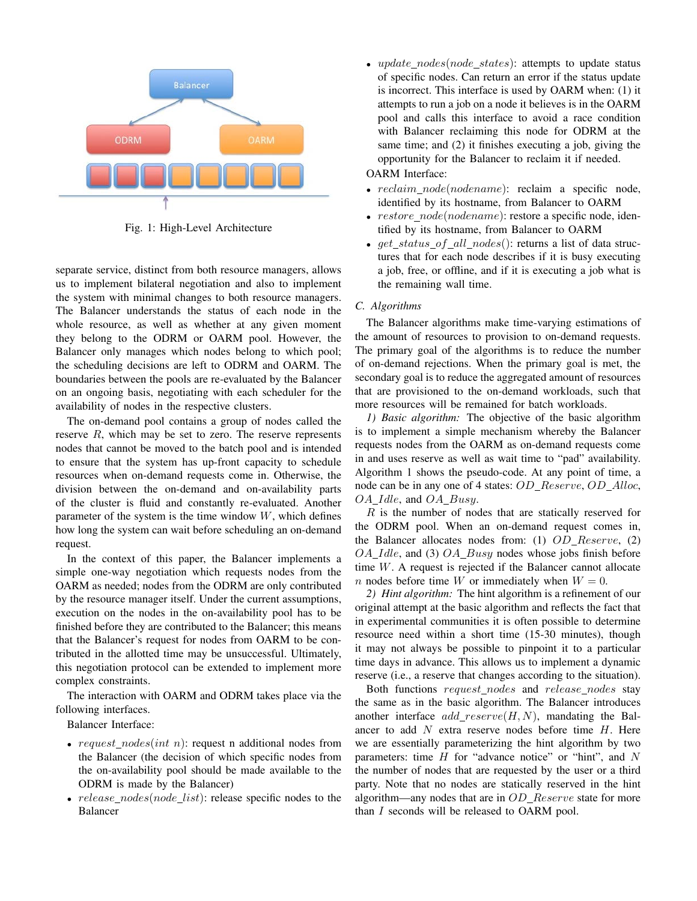Fig. 1: High-Level Architecture

separate service, distinct from both resource managers, allows us to implement bilateral negotiation and also to implement the system with minimal changes to both resource managers. The Balancer understands the status of each node in the whole resource, as well as whether at any given moment they belong to the ODRM or OARM pool. However, the Balancer only manages which nodes belong to which pool; the scheduling decisions are left to ODRM and OARM. The boundaries between the pools are re-evaluated by the Balancer on an ongoing basis, negotiating with each scheduler for the availability of nodes in the respective clusters.

The on-demand pool contains a group of nodes called the reserve $R$, which may be set to zero. The reserve represents nodes that cannot be moved to the batch pool and is intended to ensure that the system has up-front capacity to schedule resources when on-demand requests come in. Otherwise, the division between the on-demand and on-availability parts of the cluster is fluid and constantly re-evaluated. Another parameter of the system is the time window $W$, which defines how long the system can wait before scheduling an on-demand request.

In the context of this paper, the Balancer implements a simple one-way negotiation which requests nodes from the OARM as needed; nodes from the ODRM are only contributed by the resource manager itself. Under the current assumptions, execution on the nodes in the on-availability pool has to be finished before they are contributed to the Balancer; this means that the Balancer's request for nodes from OARM to be contributed in the allotted time may be unsuccessful. Ultimately, this negotiation protocol can be extended to implement more complex constraints.

The interaction with OARM and ODRM takes place via the following interfaces.

Balancer Interface:

- $request\_nodes(int\ n)$: request n additional nodes from the Balancer (the decision of which specific nodes from the on-availability pool should be made available to the ODRM is made by the Balancer)
- $release\_nodes(node\_list)$: release specific nodes to the Balancer
- $update\_nodes(node\_states)$: attempts to update status of specific nodes. Can return an error if the status update is incorrect. This interface is used by OARM when: (1) it attempts to run a job on a node it believes is in the OARM pool and calls this interface to avoid a race condition with Balancer reclaiming this node for ODRM at the same time; and (2) it finishes executing a job, giving the opportunity for the Balancer to reclaim it if needed.

OARM Interface:

- $reclaim\_node(nodename)$: reclaim a specific node, identified by its hostname, from Balancer to OARM
- $restore\_node(nodename)$: restore a specific node, identified by its hostname, from Balancer to OARM
- $get\_status\_of\_all\_nodes()$: returns a list of data structures that for each node describes if it is busy executing a job, free, or offline, and if it is executing a job what is the remaining wall time.

### C. Algorithms

The Balancer algorithms make time-varying estimations of the amount of resources to provision to on-demand requests. The primary goal of the algorithms is to reduce the number of on-demand rejections. When the primary goal is met, the secondary goal is to reduce the aggregated amount of resources that are provisioned to the on-demand workloads, such that more resources will be remained for batch workloads.

*1) Basic algorithm:* The objective of the basic algorithm is to implement a simple mechanism whereby the Balancer requests nodes from the OARM as on-demand requests come in and uses reserve as well as wait time to "pad" availability. Algorithm 1 shows the pseudo-code. At any point of time, a node can be in any one of 4 states: $OD\_Reserve$, $OD\_Alloc$, $OA\_Idle$, and $OA\_Busy$.

$R$ is the number of nodes that are statically reserved for the ODRM pool. When an on-demand request comes in, the Balancer allocates nodes from: (1) $OD\_Reserve$, (2) $OA\_Idle$, and (3) $OA\_Busy$ nodes whose jobs finish before time $W$. A request is rejected if the Balancer cannot allocate $n$ nodes before time $W$ or immediately when $W = 0$.

*2) Hint algorithm:* The hint algorithm is a refinement of our original attempt at the basic algorithm and reflects the fact that in experimental communities it is often possible to determine resource need within a short time (15-30 minutes), though it may not always be possible to pinpoint it to a particular time days in advance. This allows us to implement a dynamic reserve (i.e., a reserve that changes according to the situation).

Both functions $request\_nodes$ and $release\_nodes$ stay the same as in the basic algorithm. The Balancer introduces another interface $add\_reserve(H, N)$, mandating the Balancer to add $N$ extra reserve nodes before time $H$. Here we are essentially parameterizing the hint algorithm by two parameters: time $H$ for "advance notice" or "hint", and $N$ the number of nodes that are requested by the user or a third party. Note that no nodes are statically reserved in the hint algorithm—any nodes that are in $OD\_Reserve$ state for more than $I$ seconds will be released to OARM pool.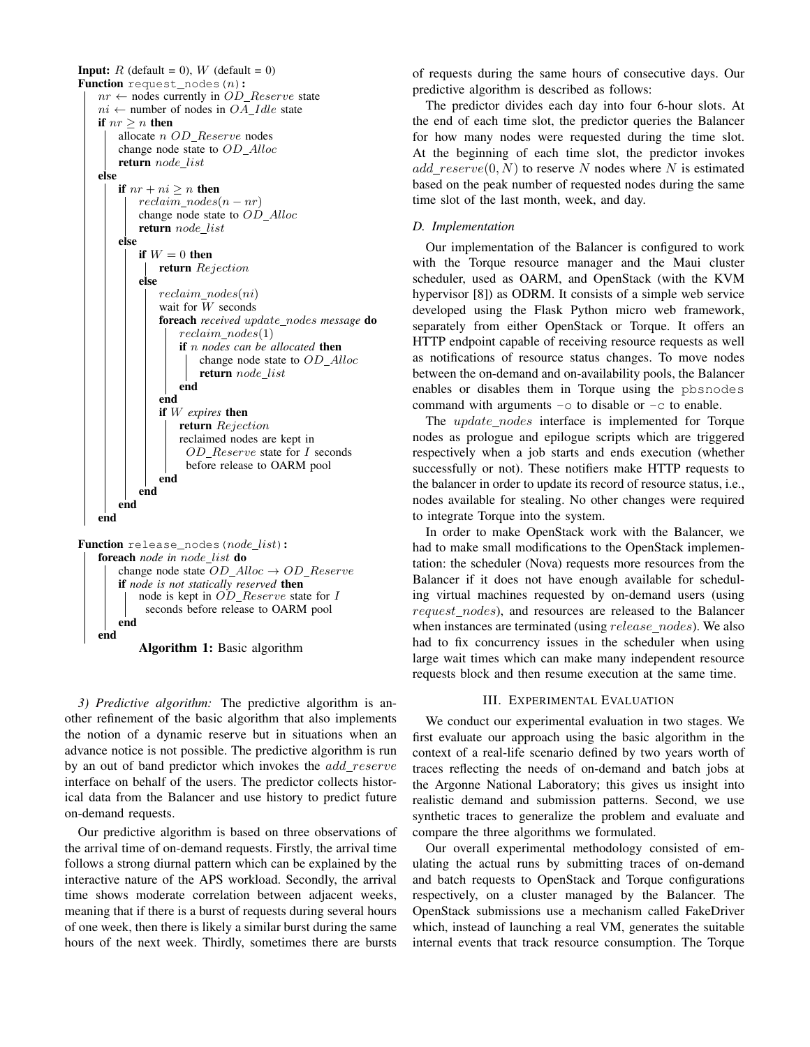```
Input: R (default = 0), W (default = 0)
Function request_nodes(n):
    nr ← nodes currently in OD_Reserve state
    ni ← number of nodes in OA_Idle state
    if nr ≥ n then
        allocate n OD_Reserve nodes
        change node state to OD_Alloc
        return node_list
    else
        if nr + ni ≥ n then
            reclaim_nodes(n − nr)
            change node state to OD_Alloc
            return node_list
        else
            if W = 0 then
                return Rejection
            else
                reclaim_nodes(ni)
                wait for W seconds
                foreach received update_nodes message do
                    reclaim_nodes(1)
                    if n nodes can be allocated then
                        change node state to OD_Alloc
                        return node_list
                    end
                end
                if W expires then
                    return Rejection
                    reclaimed nodes are kept in
                      OD_Reserve state for I seconds
                      before release to OARM pool
                end
            end
        end
    end

Function release_nodes(node_list):
    foreach node in node_list do
        change node state OD_Alloc → OD_Reserve
        if node is not statically reserved then
            node is kept in OD_Reserve state for I
              seconds before release to OARM pool
        end
    end
```

**Algorithm 1:** Basic algorithm

*3) Predictive algorithm:* The predictive algorithm is another refinement of the basic algorithm that also implements the notion of a dynamic reserve but in situations when an advance notice is not possible. The predictive algorithm is run by an out of band predictor which invokes the *add_reserve* interface on behalf of the users. The predictor collects historical data from the Balancer and use history to predict future on-demand requests.

Our predictive algorithm is based on three observations of the arrival time of on-demand requests. Firstly, the arrival time follows a strong diurnal pattern which can be explained by the interactive nature of the APS workload. Secondly, the arrival time shows moderate correlation between adjacent weeks, meaning that if there is a burst of requests during several hours of one week, then there is likely a similar burst during the same hours of the next week. Thirdly, sometimes there are bursts of requests during the same hours of consecutive days. Our predictive algorithm is described as follows:

The predictor divides each day into four 6-hour slots. At the end of each time slot, the predictor queries the Balancer for how many nodes were requested during the time slot. At the beginning of each time slot, the predictor invokes $add\_reserve(0, N)$ to reserve $N$ nodes where $N$ is estimated based on the peak number of requested nodes during the same time slot of the last month, week, and day.

### D. Implementation

Our implementation of the Balancer is configured to work with the Torque resource manager and the Maui cluster scheduler, used as OARM, and OpenStack (with the KVM hypervisor [8]) as ODRM. It consists of a simple web service developed using the Flask Python micro web framework, separately from either OpenStack or Torque. It offers an HTTP endpoint capable of receiving resource requests as well as notifications of resource status changes. To move nodes between the on-demand and on-availability pools, the Balancer enables or disables them in Torque using the `pbsnodes` command with arguments `-o` to disable or `-c` to enable.

The *update_nodes* interface is implemented for Torque nodes as prologue and epilogue scripts which are triggered respectively when a job starts and ends execution (whether successfully or not). These notifiers make HTTP requests to the balancer in order to update its record of resource status, i.e., nodes available for stealing. No other changes were required to integrate Torque into the system.

In order to make OpenStack work with the Balancer, we had to make small modifications to the OpenStack implementation: the scheduler (Nova) requests more resources from the Balancer if it does not have enough available for scheduling virtual machines requested by on-demand users (using *request_nodes*), and resources are released to the Balancer when instances are terminated (using *release_nodes*). We also had to fix concurrency issues in the scheduler when using large wait times which can make many independent resource requests block and then resume execution at the same time.

## III. Experimental Evaluation

We conduct our experimental evaluation in two stages. We first evaluate our approach using the basic algorithm in the context of a real-life scenario defined by two years worth of traces reflecting the needs of on-demand and batch jobs at the Argonne National Laboratory; this gives us insight into realistic demand and submission patterns. Second, we use synthetic traces to generalize the problem and evaluate and compare the three algorithms we formulated.

Our overall experimental methodology consisted of emulating the actual runs by submitting traces of on-demand and batch requests to OpenStack and Torque configurations respectively, on a cluster managed by the Balancer. The OpenStack submissions use a mechanism called FakeDriver which, instead of launching a real VM, generates the suitable internal events that track resource consumption. The Torque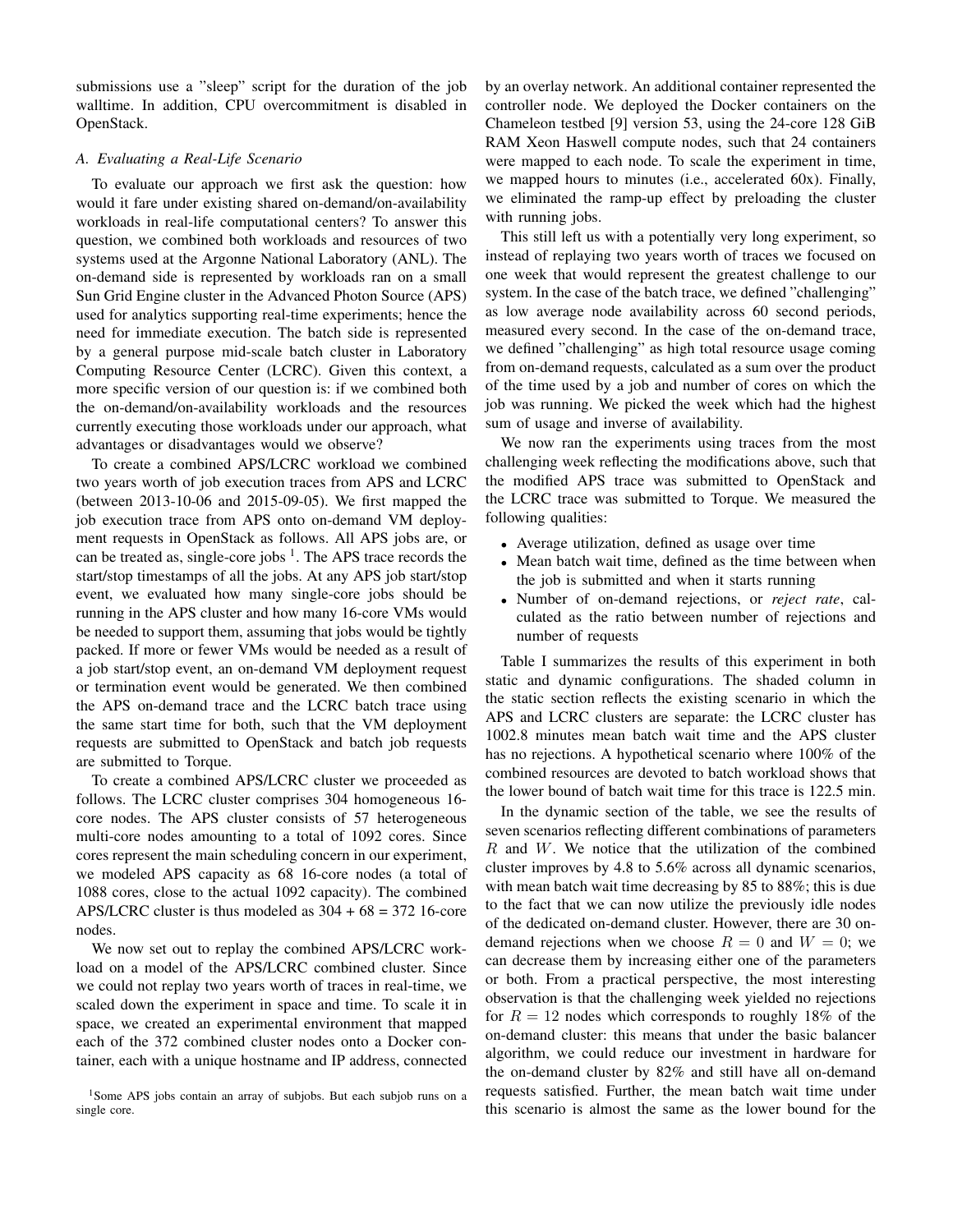submissions use a "sleep" script for the duration of the job walltime. In addition, CPU overcommitment is disabled in OpenStack.

### A. Evaluating a Real-Life Scenario

To evaluate our approach we first ask the question: how would it fare under existing shared on-demand/on-availability workloads in real-life computational centers? To answer this question, we combined both workloads and resources of two systems used at the Argonne National Laboratory (ANL). The on-demand side is represented by workloads ran on a small Sun Grid Engine cluster in the Advanced Photon Source (APS) used for analytics supporting real-time experiments; hence the need for immediate execution. The batch side is represented by a general purpose mid-scale batch cluster in Laboratory Computing Resource Center (LCRC). Given this context, a more specific version of our question is: if we combined both the on-demand/on-availability workloads and the resources currently executing those workloads under our approach, what advantages or disadvantages would we observe?

To create a combined APS/LCRC workload we combined two years worth of job execution traces from APS and LCRC (between 2013-10-06 and 2015-09-05). We first mapped the job execution trace from APS onto on-demand VM deployment requests in OpenStack as follows. All APS jobs are, or can be treated as, single-core jobs [1]. The APS trace records the start/stop timestamps of all the jobs. At any APS job start/stop event, we evaluated how many single-core jobs should be running in the APS cluster and how many 16-core VMs would be needed to support them, assuming that jobs would be tightly packed. If more or fewer VMs would be needed as a result of a job start/stop event, an on-demand VM deployment request or termination event would be generated. We then combined the APS on-demand trace and the LCRC batch trace using the same start time for both, such that the VM deployment requests are submitted to OpenStack and batch job requests are submitted to Torque.

To create a combined APS/LCRC cluster we proceeded as follows. The LCRC cluster comprises 304 homogeneous 16-core nodes. The APS cluster consists of 57 heterogeneous multi-core nodes amounting to a total of 1092 cores. Since cores represent the main scheduling concern in our experiment, we modeled APS capacity as 68 16-core nodes (a total of 1088 cores, close to the actual 1092 capacity). The combined APS/LCRC cluster is thus modeled as 304 + 68 = 372 16-core nodes.

We now set out to replay the combined APS/LCRC workload on a model of the APS/LCRC combined cluster. Since we could not replay two years worth of traces in real-time, we scaled down the experiment in space and time. To scale it in space, we created an experimental environment that mapped each of the 372 combined cluster nodes onto a Docker container, each with a unique hostname and IP address, connected by an overlay network. An additional container represented the controller node. We deployed the Docker containers on the Chameleon testbed [9] version 53, using the 24-core 128 GiB RAM Xeon Haswell compute nodes, such that 24 containers were mapped to each node. To scale the experiment in time, we mapped hours to minutes (i.e., accelerated 60x). Finally, we eliminated the ramp-up effect by preloading the cluster with running jobs.

This still left us with a potentially very long experiment, so instead of replaying two years worth of traces we focused on one week that would represent the greatest challenge to our system. In the case of the batch trace, we defined "challenging" as low average node availability across 60 second periods, measured every second. In the case of the on-demand trace, we defined "challenging" as high total resource usage coming from on-demand requests, calculated as a sum over the product of the time used by a job and number of cores on which the job was running. We picked the week which had the highest sum of usage and inverse of availability.

We now ran the experiments using traces from the most challenging week reflecting the modifications above, such that the modified APS trace was submitted to OpenStack and the LCRC trace was submitted to Torque. We measured the following qualities:

- Average utilization, defined as usage over time
- Mean batch wait time, defined as the time between when the job is submitted and when it starts running
- Number of on-demand rejections, or *reject rate*, calculated as the ratio between number of rejections and number of requests

Table I summarizes the results of this experiment in both static and dynamic configurations. The shaded column in the static section reflects the existing scenario in which the APS and LCRC clusters are separate: the LCRC cluster has 1002.8 minutes mean batch wait time and the APS cluster has no rejections. A hypothetical scenario where 100% of the combined resources are devoted to batch workload shows that the lower bound of batch wait time for this trace is 122.5 min.

In the dynamic section of the table, we see the results of seven scenarios reflecting different combinations of parameters $R$ and $W$. We notice that the utilization of the combined cluster improves by 4.8 to 5.6% across all dynamic scenarios, with mean batch wait time decreasing by 85 to 88%; this is due to the fact that we can now utilize the previously idle nodes of the dedicated on-demand cluster. However, there are 30 on-demand rejections when we choose $R = 0$ and $W = 0$; we can decrease them by increasing either one of the parameters or both. From a practical perspective, the most interesting observation is that the challenging week yielded no rejections for $R = 12$ nodes which corresponds to roughly 18% of the on-demand cluster: this means that under the basic balancer algorithm, we could reduce our investment in hardware for the on-demand cluster by 82% and still have all on-demand requests satisfied. Further, the mean batch wait time under this scenario is almost the same as the lower bound for the

[1] Some APS jobs contain an array of subjobs. But each subjob runs on a single core.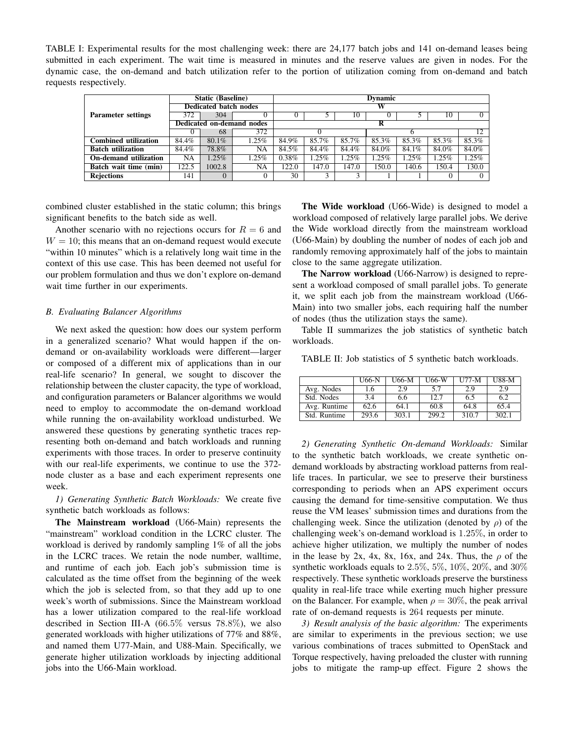TABLE I: Experimental results for the most challenging week: there are 24,177 batch jobs and 141 on-demand leases being submitted in each experiment. The wait time is measured in minutes and the reserve values are given in nodes. For the dynamic case, the on-demand and batch utilization refer to the portion of utilization coming from on-demand and batch requests respectively.

| Parameter settings | Static (Baseline) | | | Dynamic | | | | | | |
|---|---|---|---|---|---|---|---|---|---|---|
| | Dedicated batch nodes | | | W | | | | | | |
| | 372 | 304 | 0 | 0 | 5 | 10 | 0 | 5 | 10 | 0 |
| | Dedicated on-demand nodes | | | R | | | | | | |
| | 0 | 68 | 372 | 0 | | | 6 | | | 12 |
| **Combined utilization** | 84.4% | 80.1% | 1.25% | 84.9% | 85.7% | 85.7% | 85.3% | 85.3% | 85.3% | 85.3% |
| **Batch utilization** | 84.4% | 78.8% | NA | 84.5% | 84.4% | 84.4% | 84.0% | 84.1% | 84.0% | 84.0% |
| **On-demand utilization** | NA | 1.25% | 1.25% | 0.38% | 1.25% | 1.25% | 1.25% | 1.25% | 1.25% | 1.25% |
| **Batch wait time (min)** | 122.5 | 1002.8 | NA | 122.0 | 147.0 | 147.0 | 150.0 | 140.6 | 150.4 | 130.0 |
| **Rejections** | 141 | 0 | 0 | 30 | 3 | 3 | 1 | 1 | 0 | 0 |

combined cluster established in the static column; this brings significant benefits to the batch side as well.

Another scenario with no rejections occurs for $R = 6$ and $W = 10$; this means that an on-demand request would execute "within 10 minutes" which is a relatively long wait time in the context of this use case. This has been deemed not useful for our problem formulation and thus we don't explore on-demand wait time further in our experiments.

### B. Evaluating Balancer Algorithms

We next asked the question: how does our system perform in a generalized scenario? What would happen if the on-demand or on-availability workloads were different—larger or composed of a different mix of applications than in our real-life scenario? In general, we sought to discover the relationship between the cluster capacity, the type of workload, and configuration parameters or Balancer algorithms we would need to employ to accommodate the on-demand workload while running the on-availability workload undisturbed. We answered these questions by generating synthetic traces representing both on-demand and batch workloads and running experiments with those traces. In order to preserve continuity with our real-life experiments, we continue to use the 372-node cluster as a base and each experiment represents one week.

*1) Generating Synthetic Batch Workloads:* We create five synthetic batch workloads as follows:

**The Mainstream workload** (U66-Main) represents the "mainstream" workload condition in the LCRC cluster. The workload is derived by randomly sampling 1% of all the jobs in the LCRC traces. We retain the node number, walltime, and runtime of each job. Each job's submission time is calculated as the time offset from the beginning of the week which the job is selected from, so that they add up to one week's worth of submissions. Since the Mainstream workload has a lower utilization compared to the real-life workload described in Section III-A ($66.5\%$ versus $78.8\%$), we also generated workloads with higher utilizations of 77% and 88%, and named them U77-Main, and U88-Main. Specifically, we generate higher utilization workloads by injecting additional jobs into the U66-Main workload.

**The Wide workload** (U66-Wide) is designed to model a workload composed of relatively large parallel jobs. We derive the Wide workload directly from the mainstream workload (U66-Main) by doubling the number of nodes of each job and randomly removing approximately half of the jobs to maintain close to the same aggregate utilization.

**The Narrow workload** (U66-Narrow) is designed to represent a workload composed of small parallel jobs. To generate it, we split each job from the mainstream workload (U66-Main) into two smaller jobs, each requiring half the number of nodes (thus the utilization stays the same).

Table II summarizes the job statistics of synthetic batch workloads.

TABLE II: Job statistics of 5 synthetic batch workloads.

| | U66-N | U66-M | U66-W | U77-M | U88-M |
|---|---|---|---|---|---|
| Avg. Nodes | 1.6 | 2.9 | 5.7 | 2.9 | 2.9 |
| Std. Nodes | 3.4 | 6.6 | 12.7 | 6.5 | 6.2 |
| Avg. Runtime | 62.6 | 64.1 | 60.8 | 64.8 | 65.4 |
| Std. Runtime | 293.6 | 303.1 | 299.2 | 310.7 | 302.1 |

*2) Generating Synthetic On-demand Workloads:* Similar to the synthetic batch workloads, we create synthetic on-demand workloads by abstracting workload patterns from real-life traces. In particular, we see to preserve their burstiness corresponding to periods when an APS experiment occurs causing the demand for time-sensitive computation. We thus reuse the VM leases' submission times and durations from the challenging week. Since the utilization (denoted by $\rho$) of the challenging week's on-demand workload is $1.25\%$, in order to achieve higher utilization, we multiply the number of nodes in the lease by 2x, 4x, 8x, 16x, and 24x. Thus, the $\rho$ of the synthetic workloads equals to $2.5\%$, $5\%$, $10\%$, $20\%$, and $30\%$ respectively. These synthetic workloads preserve the burstiness quality in real-life trace while exerting much higher pressure on the Balancer. For example, when $\rho = 30\%$, the peak arrival rate of on-demand requests is $264$ requests per minute.

*3) Result analysis of the basic algorithm:* The experiments are similar to experiments in the previous section; we use various combinations of traces submitted to OpenStack and Torque respectively, having preloaded the cluster with running jobs to mitigate the ramp-up effect. Figure 2 shows the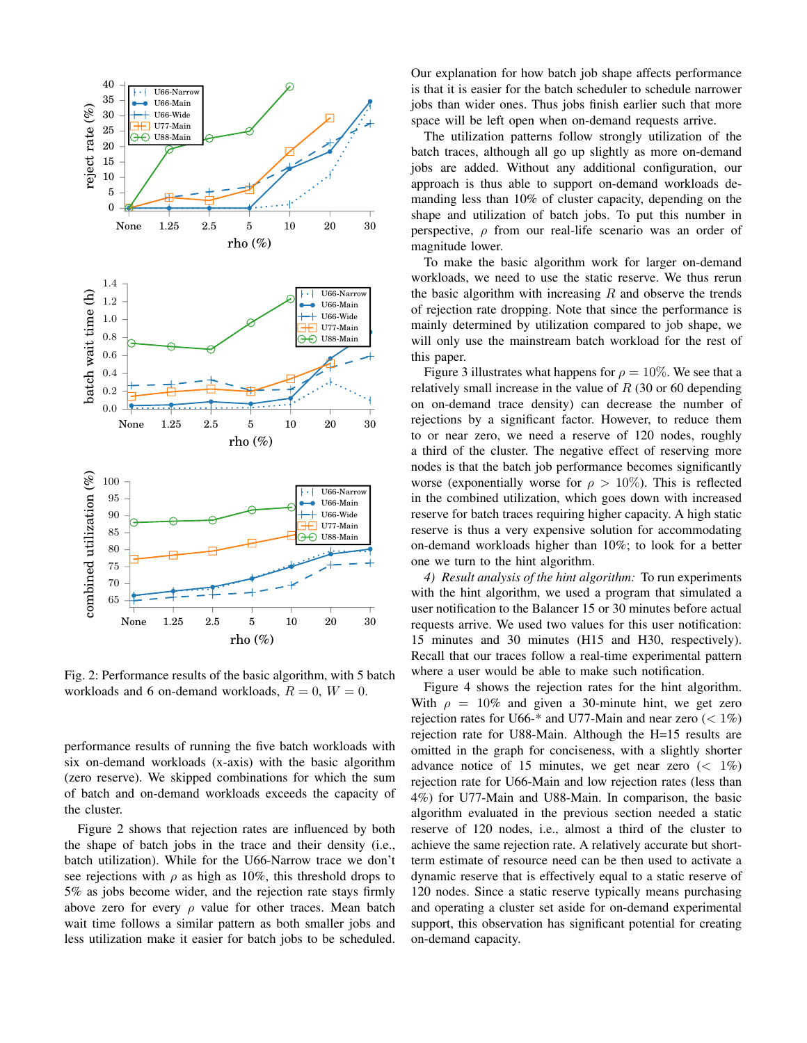Fig. 2: Performance results of the basic algorithm, with 5 batch workloads and 6 on-demand workloads, $R = 0$, $W = 0$.

performance results of running the five batch workloads with six on-demand workloads (x-axis) with the basic algorithm (zero reserve). We skipped combinations for which the sum of batch and on-demand workloads exceeds the capacity of the cluster.

Figure 2 shows that rejection rates are influenced by both the shape of batch jobs in the trace and their density (i.e., batch utilization). While for the U66-Narrow trace we don't see rejections with $\rho$ as high as 10%, this threshold drops to 5% as jobs become wider, and the rejection rate stays firmly above zero for every $\rho$ value for other traces. Mean batch wait time follows a similar pattern as both smaller jobs and less utilization make it easier for batch jobs to be scheduled.

Our explanation for how batch job shape affects performance is that it is easier for the batch scheduler to schedule narrower jobs than wider ones. Thus jobs finish earlier such that more space will be left open when on-demand requests arrive.

The utilization patterns follow strongly utilization of the batch traces, although all go up slightly as more on-demand jobs are added. Without any additional configuration, our approach is thus able to support on-demand workloads demanding less than 10% of cluster capacity, depending on the shape and utilization of batch jobs. To put this number in perspective, $\rho$ from our real-life scenario was an order of magnitude lower.

To make the basic algorithm work for larger on-demand workloads, we need to use the static reserve. We thus rerun the basic algorithm with increasing $R$ and observe the trends of rejection rate dropping. Note that since the performance is mainly determined by utilization compared to job shape, we will only use the mainstream batch workload for the rest of this paper.

Figure 3 illustrates what happens for $\rho = 10\%$. We see that a relatively small increase in the value of $R$ (30 or 60 depending on on-demand trace density) can decrease the number of rejections by a significant factor. However, to reduce them to or near zero, we need a reserve of 120 nodes, roughly a third of the cluster. The negative effect of reserving more nodes is that the batch job performance becomes significantly worse (exponentially worse for $\rho > 10\%$). This is reflected in the combined utilization, which goes down with increased reserve for batch traces requiring higher capacity. A high static reserve is thus a very expensive solution for accommodating on-demand workloads higher than 10%; to look for a better one we turn to the hint algorithm.

*4) Result analysis of the hint algorithm:* To run experiments with the hint algorithm, we used a program that simulated a user notification to the Balancer 15 or 30 minutes before actual requests arrive. We used two values for this user notification: 15 minutes and 30 minutes (H15 and H30, respectively). Recall that our traces follow a real-time experimental pattern where a user would be able to make such notification.

Figure 4 shows the rejection rates for the hint algorithm. With $\rho = 10\%$ and given a 30-minute hint, we get zero rejection rates for U66-* and U77-Main and near zero ($< 1\%$) rejection rate for U88-Main. Although the H=15 results are omitted in the graph for conciseness, with a slightly shorter advance notice of 15 minutes, we get near zero ($< 1\%$) rejection rate for U66-Main and low rejection rates (less than 4%) for U77-Main and U88-Main. In comparison, the basic algorithm evaluated in the previous section needed a static reserve of 120 nodes, i.e., almost a third of the cluster to achieve the same rejection rate. A relatively accurate but short-term estimate of resource need can be then used to activate a dynamic reserve that is effectively equal to a static reserve of 120 nodes. Since a static reserve typically means purchasing and operating a cluster set aside for on-demand experimental support, this observation has significant potential for creating on-demand capacity.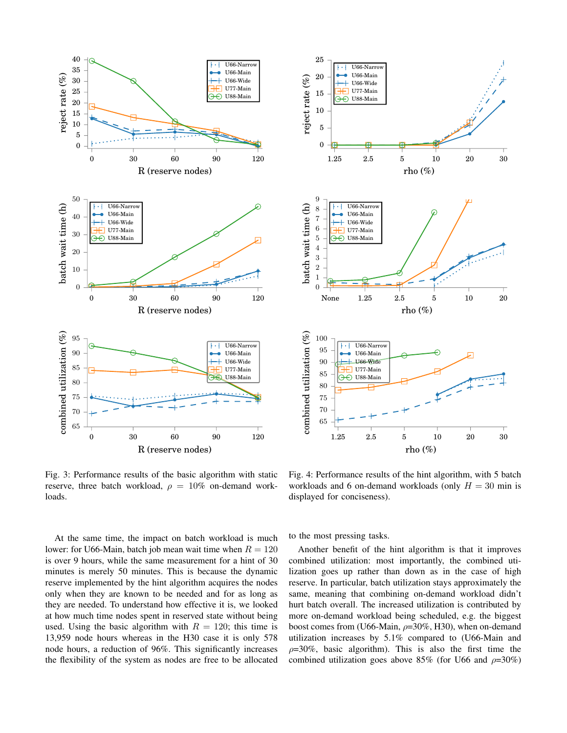Fig. 3: Performance results of the basic algorithm with static reserve, three batch workload, $\rho = 10\%$ on-demand workloads.

Fig. 4: Performance results of the hint algorithm, with 5 batch workloads and 6 on-demand workloads (only $H = 30$ min is displayed for conciseness).

At the same time, the impact on batch workload is much lower: for U66-Main, batch job mean wait time when $R = 120$ is over 9 hours, while the same measurement for a hint of 30 minutes is merely 50 minutes. This is because the dynamic reserve implemented by the hint algorithm acquires the nodes only when they are known to be needed and for as long as they are needed. To understand how effective it is, we looked at how much time nodes spent in reserved state without being used. Using the basic algorithm with $R = 120$; this time is 13,959 node hours whereas in the H30 case it is only 578 node hours, a reduction of 96%. This significantly increases the flexibility of the system as nodes are free to be allocated to the most pressing tasks.

Another benefit of the hint algorithm is that it improves combined utilization: most importantly, the combined utilization goes up rather than down as in the case of high reserve. In particular, batch utilization stays approximately the same, meaning that combining on-demand workload didn't hurt batch overall. The increased utilization is contributed by more on-demand workload being scheduled, e.g. the biggest boost comes from (U66-Main, $\rho$=30%, H30), when on-demand utilization increases by 5.1% compared to (U66-Main and $\rho$=30%, basic algorithm). This is also the first time the combined utilization goes above 85% (for U66 and $\rho$=30%)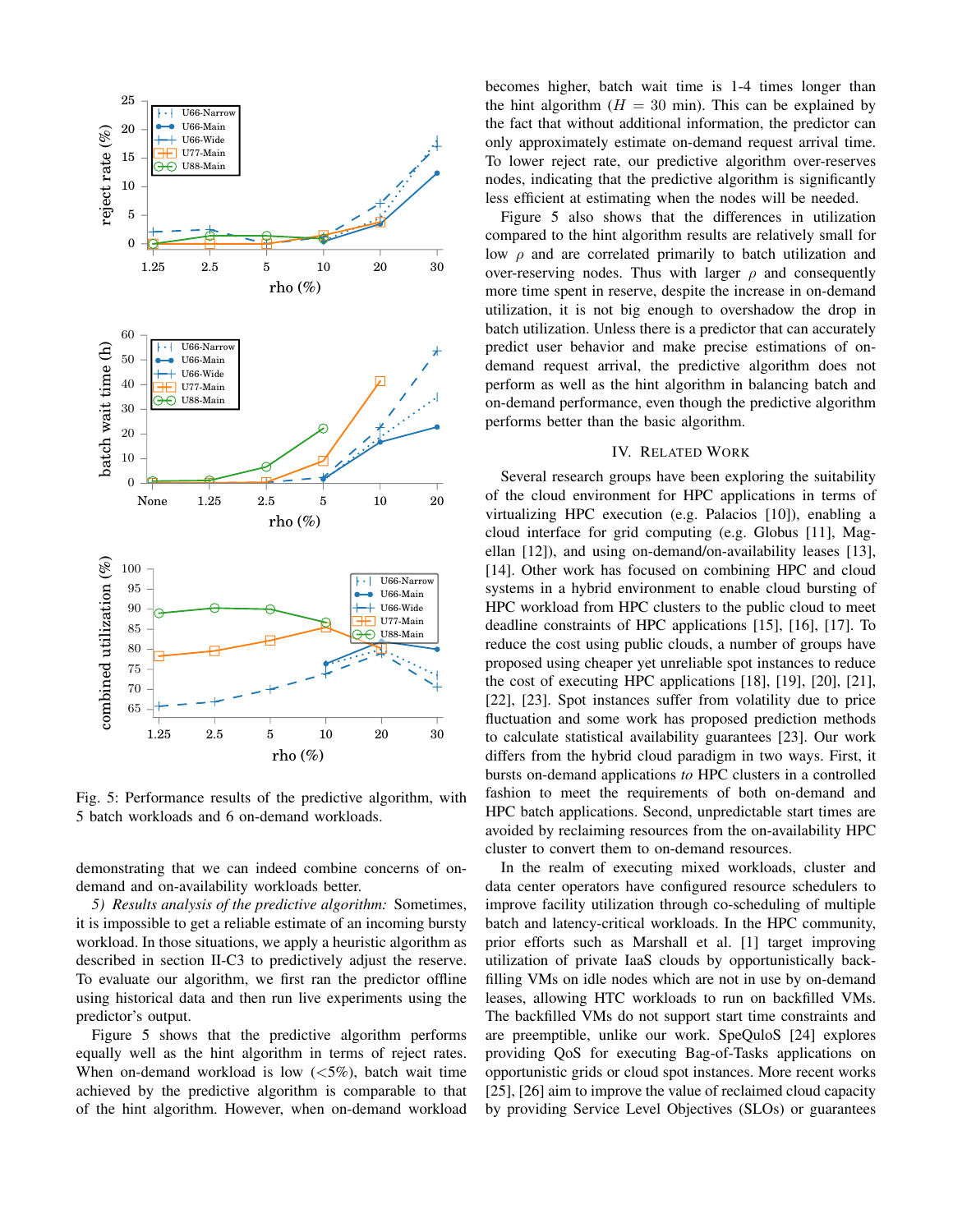Fig. 5: Performance results of the predictive algorithm, with 5 batch workloads and 6 on-demand workloads.

demonstrating that we can indeed combine concerns of on-demand and on-availability workloads better.

*5) Results analysis of the predictive algorithm:* Sometimes, it is impossible to get a reliable estimate of an incoming bursty workload. In those situations, we apply a heuristic algorithm as described in section II-C3 to predictively adjust the reserve. To evaluate our algorithm, we first ran the predictor offline using historical data and then run live experiments using the predictor's output.

Figure 5 shows that the predictive algorithm performs equally well as the hint algorithm in terms of reject rates. When on-demand workload is low (<5%), batch wait time achieved by the predictive algorithm is comparable to that of the hint algorithm. However, when on-demand workload becomes higher, batch wait time is 1-4 times longer than the hint algorithm ($H = 30$ min). This can be explained by the fact that without additional information, the predictor can only approximately estimate on-demand request arrival time. To lower reject rate, our predictive algorithm over-reserves nodes, indicating that the predictive algorithm is significantly less efficient at estimating when the nodes will be needed.

Figure 5 also shows that the differences in utilization compared to the hint algorithm results are relatively small for low $\rho$ and are correlated primarily to batch utilization and over-reserving nodes. Thus with larger $\rho$ and consequently more time spent in reserve, despite the increase in on-demand utilization, it is not big enough to overshadow the drop in batch utilization. Unless there is a predictor that can accurately predict user behavior and make precise estimations of on-demand request arrival, the predictive algorithm does not perform as well as the hint algorithm in balancing batch and on-demand performance, even though the predictive algorithm performs better than the basic algorithm.

## IV. Related Work

Several research groups have been exploring the suitability of the cloud environment for HPC applications in terms of virtualizing HPC execution (e.g. Palacios [10]), enabling a cloud interface for grid computing (e.g. Globus [11], Magellan [12]), and using on-demand/on-availability leases [13], [14]. Other work has focused on combining HPC and cloud systems in a hybrid environment to enable cloud bursting of HPC workload from HPC clusters to the public cloud to meet deadline constraints of HPC applications [15], [16], [17]. To reduce the cost using public clouds, a number of groups have proposed using cheaper yet unreliable spot instances to reduce the cost of executing HPC applications [18], [19], [20], [21], [22], [23]. Spot instances suffer from volatility due to price fluctuation and some work has proposed prediction methods to calculate statistical availability guarantees [23]. Our work differs from the hybrid cloud paradigm in two ways. First, it bursts on-demand applications *to* HPC clusters in a controlled fashion to meet the requirements of both on-demand and HPC batch applications. Second, unpredictable start times are avoided by reclaiming resources from the on-availability HPC cluster to convert them to on-demand resources.

In the realm of executing mixed workloads, cluster and data center operators have configured resource schedulers to improve facility utilization through co-scheduling of multiple batch and latency-critical workloads. In the HPC community, prior efforts such as Marshall et al. [1] target improving utilization of private IaaS clouds by opportunistically backfilling VMs on idle nodes which are not in use by on-demand leases, allowing HTC workloads to run on backfilled VMs. The backfilled VMs do not support start time constraints and are preemptible, unlike our work. SpeQuloS [24] explores providing QoS for executing Bag-of-Tasks applications on opportunistic grids or cloud spot instances. More recent works [25], [26] aim to improve the value of reclaimed cloud capacity by providing Service Level Objectives (SLOs) or guarantees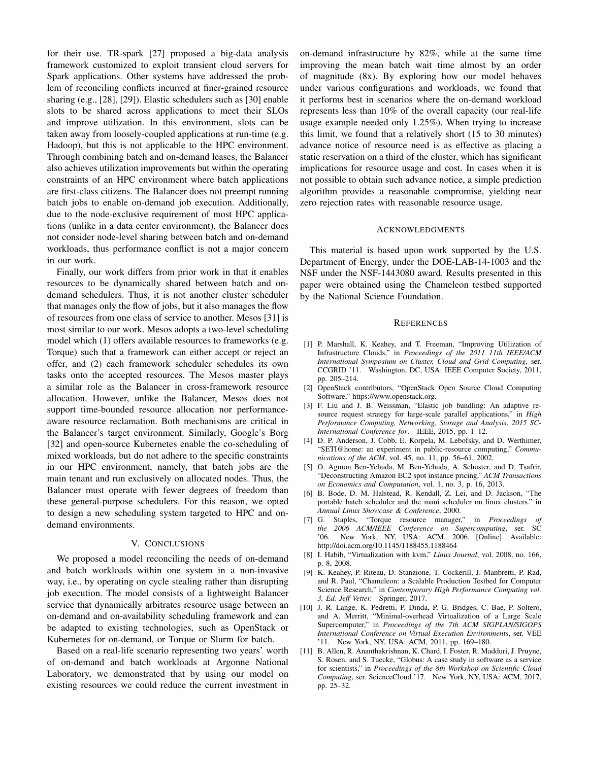for their use. TR-spark [27] proposed a big-data analysis framework customized to exploit transient cloud servers for Spark applications. Other systems have addressed the problem of reconciling conflicts incurred at finer-grained resource sharing (e.g., [28], [29]). Elastic schedulers such as [30] enable slots to be shared across applications to meet their SLOs and improve utilization. In this environment, slots can be taken away from loosely-coupled applications at run-time (e.g. Hadoop), but this is not applicable to the HPC environment. Through combining batch and on-demand leases, the Balancer also achieves utilization improvements but within the operating constraints of an HPC environment where batch applications are first-class citizens. The Balancer does not preempt running batch jobs to enable on-demand job execution. Additionally, due to the node-exclusive requirement of most HPC applications (unlike in a data center environment), the Balancer does not consider node-level sharing between batch and on-demand workloads, thus performance conflict is not a major concern in our work.

Finally, our work differs from prior work in that it enables resources to be dynamically shared between batch and on-demand schedulers. Thus, it is not another cluster scheduler that manages only the flow of jobs, but it also manages the flow of resources from one class of service to another. Mesos [31] is most similar to our work. Mesos adopts a two-level scheduling model which (1) offers available resources to frameworks (e.g. Torque) such that a framework can either accept or reject an offer, and (2) each framework scheduler schedules its own tasks onto the accepted resources. The Mesos master plays a similar role as the Balancer in cross-framework resource allocation. However, unlike the Balancer, Mesos does not support time-bounded resource allocation nor performance-aware resource reclamation. Both mechanisms are critical in the Balancer's target environment. Similarly, Google's Borg [32] and open-source Kubernetes enable the co-scheduling of mixed workloads, but do not adhere to the specific constraints in our HPC environment, namely, that batch jobs are the main tenant and run exclusively on allocated nodes. Thus, the Balancer must operate with fewer degrees of freedom than these general-purpose schedulers. For this reason, we opted to design a new scheduling system targeted to HPC and on-demand environments.

## V. Conclusions

We proposed a model reconciling the needs of on-demand and batch workloads within one system in a non-invasive way, i.e., by operating on cycle stealing rather than disrupting job execution. The model consists of a lightweight Balancer service that dynamically arbitrates resource usage between an on-demand and on-availability scheduling framework and can be adapted to existing technologies, such as OpenStack or Kubernetes for on-demand, or Torque or Slurm for batch.

Based on a real-life scenario representing two years' worth of on-demand and batch workloads at Argonne National Laboratory, we demonstrated that by using our model on existing resources we could reduce the current investment in on-demand infrastructure by 82%, while at the same time improving the mean batch wait time almost by an order of magnitude (8x). By exploring how our model behaves under various configurations and workloads, we found that it performs best in scenarios where the on-demand workload represents less than 10% of the overall capacity (our real-life usage example needed only 1.25%). When trying to increase this limit, we found that a relatively short (15 to 30 minutes) advance notice of resource need is as effective as placing a static reservation on a third of the cluster, which has significant implications for resource usage and cost. In cases when it is not possible to obtain such advance notice, a simple prediction algorithm provides a reasonable compromise, yielding near zero rejection rates with reasonable resource usage.

## Acknowledgments

This material is based upon work supported by the U.S. Department of Energy, under the DOE-LAB-14-1003 and the NSF under the NSF-1443080 award. Results presented in this paper were obtained using the Chameleon testbed supported by the National Science Foundation.

## References

[1] P. Marshall, K. Keahey, and T. Freeman, "Improving Utilization of Infrastructure Clouds," in *Proceedings of the 2011 11th IEEE/ACM International Symposium on Cluster, Cloud and Grid Computing*, ser. CCGRID '11. Washington, DC, USA: IEEE Computer Society, 2011, pp. 205–214.

[2] OpenStack contributors, "OpenStack Open Source Cloud Computing Software," https://www.openstack.org.

[3] F. Liu and J. B. Weissman, "Elastic job bundling: An adaptive resource request strategy for large-scale parallel applications," in *High Performance Computing, Networking, Storage and Analysis, 2015 SC-International Conference for*. IEEE, 2015, pp. 1–12.

[4] D. P. Anderson, J. Cobb, E. Korpela, M. Lebofsky, and D. Werthimer, "SETI@home: an experiment in public-resource computing," *Communications of the ACM*, vol. 45, no. 11, pp. 56–61, 2002.

[5] O. Agmon Ben-Yehuda, M. Ben-Yehuda, A. Schuster, and D. Tsafrir, "Deconstructing Amazon EC2 spot instance pricing," *ACM Transactions on Economics and Computation*, vol. 1, no. 3, p. 16, 2013.

[6] B. Bode, D. M. Halstead, R. Kendall, Z. Lei, and D. Jackson, "The portable batch scheduler and the maui scheduler on linux clusters." in *Annual Linux Showcase & Conference*, 2000.

[7] G. Staples, "Torque resource manager," in *Proceedings of the 2006 ACM/IEEE Conference on Supercomputing*, ser. SC '06. New York, NY, USA: ACM, 2006. [Online]. Available: http://doi.acm.org/10.1145/1188455.1188464

[8] I. Habib, "Virtualization with kvm," *Linux Journal*, vol. 2008, no. 166, p. 8, 2008.

[9] K. Keahey, P. Riteau, D. Stanzione, T. Cockerill, J. Manbretti, P. Rad, and R. Paul, "Chameleon: a Scalable Production Testbed for Computer Science Research," in *Contemporary High Performance Computing vol. 3. Ed. Jeff Vetter.* Springer, 2017.

[10] J. R. Lange, K. Pedretti, P. Dinda, P. G. Bridges, C. Bae, P. Soltero, and A. Merritt, "Minimal-overhead Virtualization of a Large Scale Supercomputer," in *Proceedings of the 7th ACM SIGPLAN/SIGOPS International Conference on Virtual Execution Environments*, ser. VEE '11. New York, NY, USA: ACM, 2011, pp. 169–180.

[11] B. Allen, R. Ananthakrishnan, K. Chard, I. Foster, R. Madduri, J. Pruyne, S. Rosen, and S. Tuecke, "Globus: A case study in software as a service for scientists," in *Proceedings of the 8th Workshop on Scientific Cloud Computing*, ser. ScienceCloud '17. New York, NY, USA: ACM, 2017, pp. 25–32.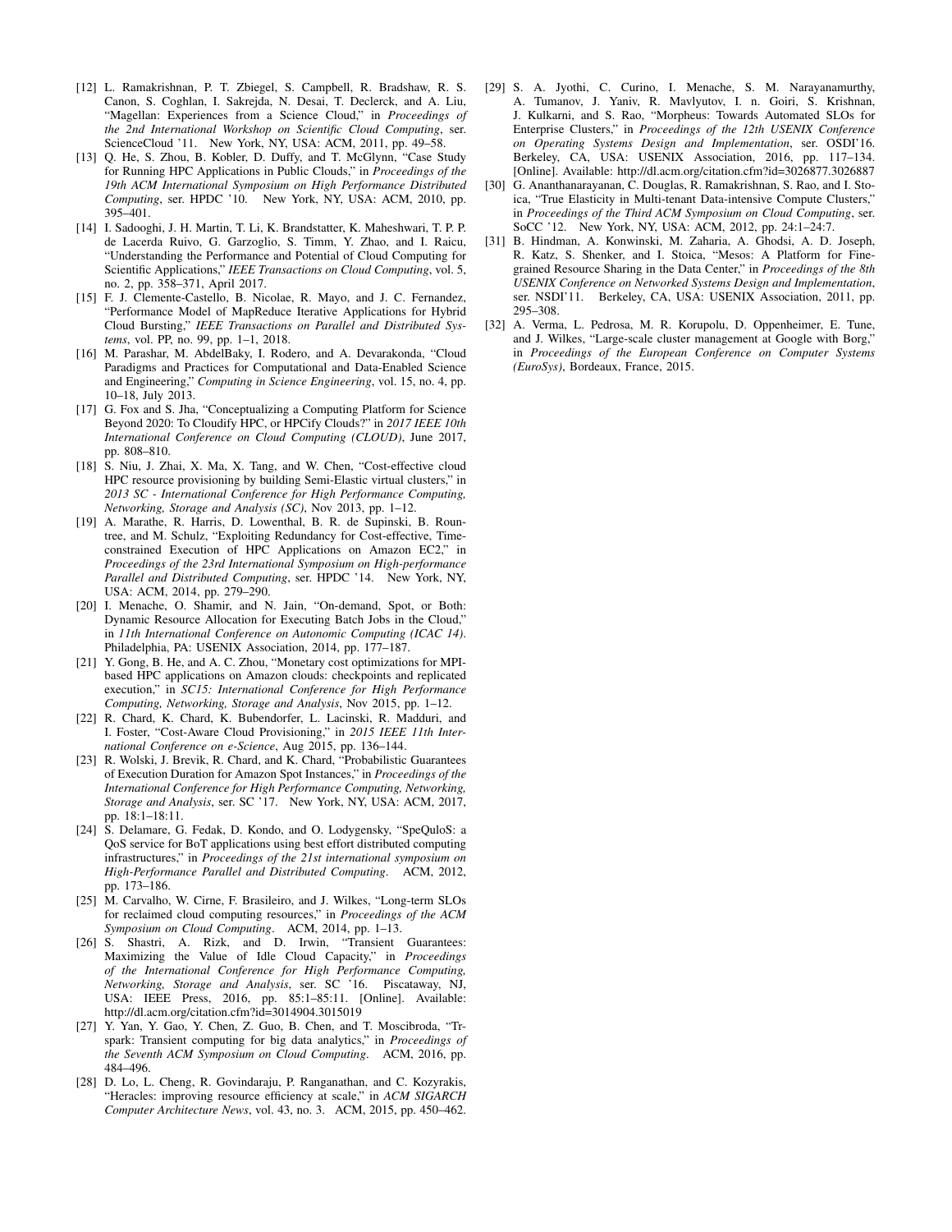[12] L. Ramakrishnan, P. T. Zbiegel, S. Campbell, R. Bradshaw, R. S. Canon, S. Coghlan, I. Sakrejda, N. Desai, T. Declerck, and A. Liu, "Magellan: Experiences from a Science Cloud," in *Proceedings of the 2nd International Workshop on Scientific Cloud Computing*, ser. ScienceCloud '11. New York, NY, USA: ACM, 2011, pp. 49–58.

[13] Q. He, S. Zhou, B. Kobler, D. Duffy, and T. McGlynn, "Case Study for Running HPC Applications in Public Clouds," in *Proceedings of the 19th ACM International Symposium on High Performance Distributed Computing*, ser. HPDC '10. New York, NY, USA: ACM, 2010, pp. 395–401.

[14] I. Sadooghi, J. H. Martin, T. Li, K. Brandstatter, K. Maheshwari, T. P. P. de Lacerda Ruivo, G. Garzoglio, S. Timm, Y. Zhao, and I. Raicu, "Understanding the Performance and Potential of Cloud Computing for Scientific Applications," *IEEE Transactions on Cloud Computing*, vol. 5, no. 2, pp. 358–371, April 2017.

[15] F. J. Clemente-Castello, B. Nicolae, R. Mayo, and J. C. Fernandez, "Performance Model of MapReduce Iterative Applications for Hybrid Cloud Bursting," *IEEE Transactions on Parallel and Distributed Systems*, vol. PP, no. 99, pp. 1–1, 2018.

[16] M. Parashar, M. AbdelBaky, I. Rodero, and A. Devarakonda, "Cloud Paradigms and Practices for Computational and Data-Enabled Science and Engineering," *Computing in Science Engineering*, vol. 15, no. 4, pp. 10–18, July 2013.

[17] G. Fox and S. Jha, "Conceptualizing a Computing Platform for Science Beyond 2020: To Cloudify HPC, or HPCify Clouds?" in *2017 IEEE 10th International Conference on Cloud Computing (CLOUD)*, June 2017, pp. 808–810.

[18] S. Niu, J. Zhai, X. Ma, X. Tang, and W. Chen, "Cost-effective cloud HPC resource provisioning by building Semi-Elastic virtual clusters," in *2013 SC - International Conference for High Performance Computing, Networking, Storage and Analysis (SC)*, Nov 2013, pp. 1–12.

[19] A. Marathe, R. Harris, D. Lowenthal, B. R. de Supinski, B. Rountree, and M. Schulz, "Exploiting Redundancy for Cost-effective, Time-constrained Execution of HPC Applications on Amazon EC2," in *Proceedings of the 23rd International Symposium on High-performance Parallel and Distributed Computing*, ser. HPDC '14. New York, NY, USA: ACM, 2014, pp. 279–290.

[20] I. Menache, O. Shamir, and N. Jain, "On-demand, Spot, or Both: Dynamic Resource Allocation for Executing Batch Jobs in the Cloud," in *11th International Conference on Autonomic Computing (ICAC 14)*. Philadelphia, PA: USENIX Association, 2014, pp. 177–187.

[21] Y. Gong, B. He, and A. C. Zhou, "Monetary cost optimizations for MPI-based HPC applications on Amazon clouds: checkpoints and replicated execution," in *SC15: International Conference for High Performance Computing, Networking, Storage and Analysis*, Nov 2015, pp. 1–12.

[22] R. Chard, K. Chard, K. Bubendorfer, L. Lacinski, R. Madduri, and I. Foster, "Cost-Aware Cloud Provisioning," in *2015 IEEE 11th International Conference on e-Science*, Aug 2015, pp. 136–144.

[23] R. Wolski, J. Brevik, R. Chard, and K. Chard, "Probabilistic Guarantees of Execution Duration for Amazon Spot Instances," in *Proceedings of the International Conference for High Performance Computing, Networking, Storage and Analysis*, ser. SC '17. New York, NY, USA: ACM, 2017, pp. 18:1–18:11.

[24] S. Delamare, G. Fedak, D. Kondo, and O. Lodygensky, "SpeQuloS: a QoS service for BoT applications using best effort distributed computing infrastructures," in *Proceedings of the 21st international symposium on High-Performance Parallel and Distributed Computing*. ACM, 2012, pp. 173–186.

[25] M. Carvalho, W. Cirne, F. Brasileiro, and J. Wilkes, "Long-term SLOs for reclaimed cloud computing resources," in *Proceedings of the ACM Symposium on Cloud Computing*. ACM, 2014, pp. 1–13.

[26] S. Shastri, A. Rizk, and D. Irwin, "Transient Guarantees: Maximizing the Value of Idle Cloud Capacity," in *Proceedings of the International Conference for High Performance Computing, Networking, Storage and Analysis*, ser. SC '16. Piscataway, NJ, USA: IEEE Press, 2016, pp. 85:1–85:11. [Online]. Available: http://dl.acm.org/citation.cfm?id=3014904.3015019

[27] Y. Yan, Y. Gao, Y. Chen, Z. Guo, B. Chen, and T. Moscibroda, "Tr-spark: Transient computing for big data analytics," in *Proceedings of the Seventh ACM Symposium on Cloud Computing*. ACM, 2016, pp. 484–496.

[28] D. Lo, L. Cheng, R. Govindaraju, P. Ranganathan, and C. Kozyrakis, "Heracles: improving resource efficiency at scale," in *ACM SIGARCH Computer Architecture News*, vol. 43, no. 3. ACM, 2015, pp. 450–462.

[29] S. A. Jyothi, C. Curino, I. Menache, S. M. Narayanamurthy, A. Tumanov, J. Yaniv, R. Mavlyutov, I. n. Goiri, S. Krishnan, J. Kulkarni, and S. Rao, "Morpheus: Towards Automated SLOs for Enterprise Clusters," in *Proceedings of the 12th USENIX Conference on Operating Systems Design and Implementation*, ser. OSDI'16. Berkeley, CA, USA: USENIX Association, 2016, pp. 117–134. [Online]. Available: http://dl.acm.org/citation.cfm?id=3026877.3026887

[30] G. Ananthanarayanan, C. Douglas, R. Ramakrishnan, S. Rao, and I. Stoica, "True Elasticity in Multi-tenant Data-intensive Compute Clusters," in *Proceedings of the Third ACM Symposium on Cloud Computing*, ser. SoCC '12. New York, NY, USA: ACM, 2012, pp. 24:1–24:7.

[31] B. Hindman, A. Konwinski, M. Zaharia, A. Ghodsi, A. D. Joseph, R. Katz, S. Shenker, and I. Stoica, "Mesos: A Platform for Fine-grained Resource Sharing in the Data Center," in *Proceedings of the 8th USENIX Conference on Networked Systems Design and Implementation*, ser. NSDI'11. Berkeley, CA, USA: USENIX Association, 2011, pp. 295–308.

[32] A. Verma, L. Pedrosa, M. R. Korupolu, D. Oppenheimer, E. Tune, and J. Wilkes, "Large-scale cluster management at Google with Borg," in *Proceedings of the European Conference on Computer Systems (EuroSys)*, Bordeaux, France, 2015.